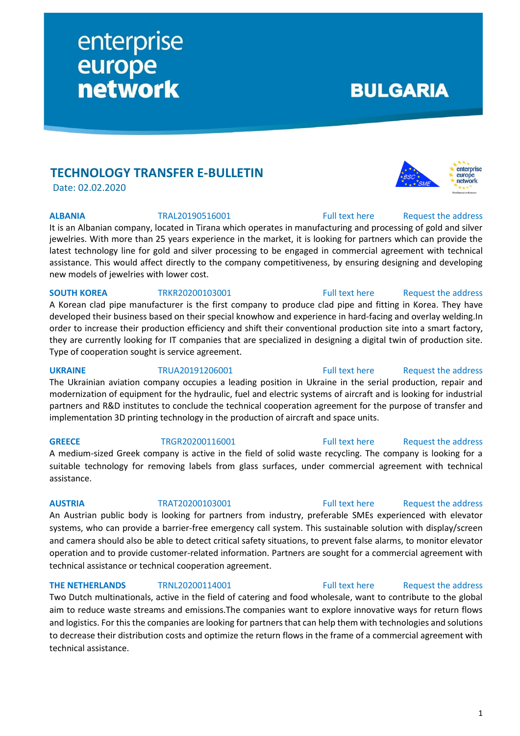enterprise europe network

**BULGARIA**

## TECHNOLOGY TRANSFER E-BULLETIN

Date: 02.02.2020

**ALBANIA** TRAL20190516001 Full text here Request the address

It is an Albanian company, located in Tirana which operates in manufacturing and processing of gold and silver jewelries. With more than 25 years experience in the market, it is looking for partners which can provide the latest technology line for gold and silver processing to be engaged in commercial agreement with technical assistance. This would affect directly to the company competitiveness, by ensuring designing and developing new models of jewelries with lower cost.

**SOUTH KOREA** TRKR20200103001 Full text here Request the address

A Korean clad pipe manufacturer is the first company to produce clad pipe and fitting in Korea. They have developed their business based on their special knowhow and experience in hard-facing and overlay welding.In order to increase their production efficiency and shift their conventional production site into a smart factory, they are currently looking for IT companies that are specialized in designing a digital twin of production site. Type of cooperation sought is service agreement.

**UKRAINE** TRUA20191206001 Full text here Request the address

The Ukrainian aviation company occupies a leading position in Ukraine in the serial production, repair and modernization of equipment for the hydraulic, fuel and electric systems of aircraft and is looking for industrial partners and R&D institutes to conclude the technical cooperation agreement for the purpose of transfer and implementation 3D printing technology in the production of aircraft and space units.

**GREECE** TRGR20200116001 Full text here Request the address

A medium-sized Greek company is active in the field of solid waste recycling. The company is looking for a suitable technology for removing labels from glass surfaces, under commercial agreement with technical assistance.

**AUSTRIA** TRAT20200103001 Full text here Request the address

An Austrian public body is looking for partners from industry, preferable SMEs experienced with elevator systems, who can provide a barrier-free emergency call system. This sustainable solution with display/screen and camera should also be able to detect critical safety situations, to prevent false alarms, to monitor elevator operation and to provide customer-related information. Partners are sought for a commercial agreement with technical assistance or technical cooperation agreement.

**THE NETHERLANDS** TRNL20200114001 Full text here Request the address

Two Dutch multinationals, active in the field of catering and food wholesale, want to contribute to the global aim to reduce waste streams and emissions.The companies want to explore innovative ways for return flows and logistics. For this the companies are looking for partners that can help them with technologies and solutions to decrease their distribution costs and optimize the return flows in the frame of a commercial agreement with technical assistance.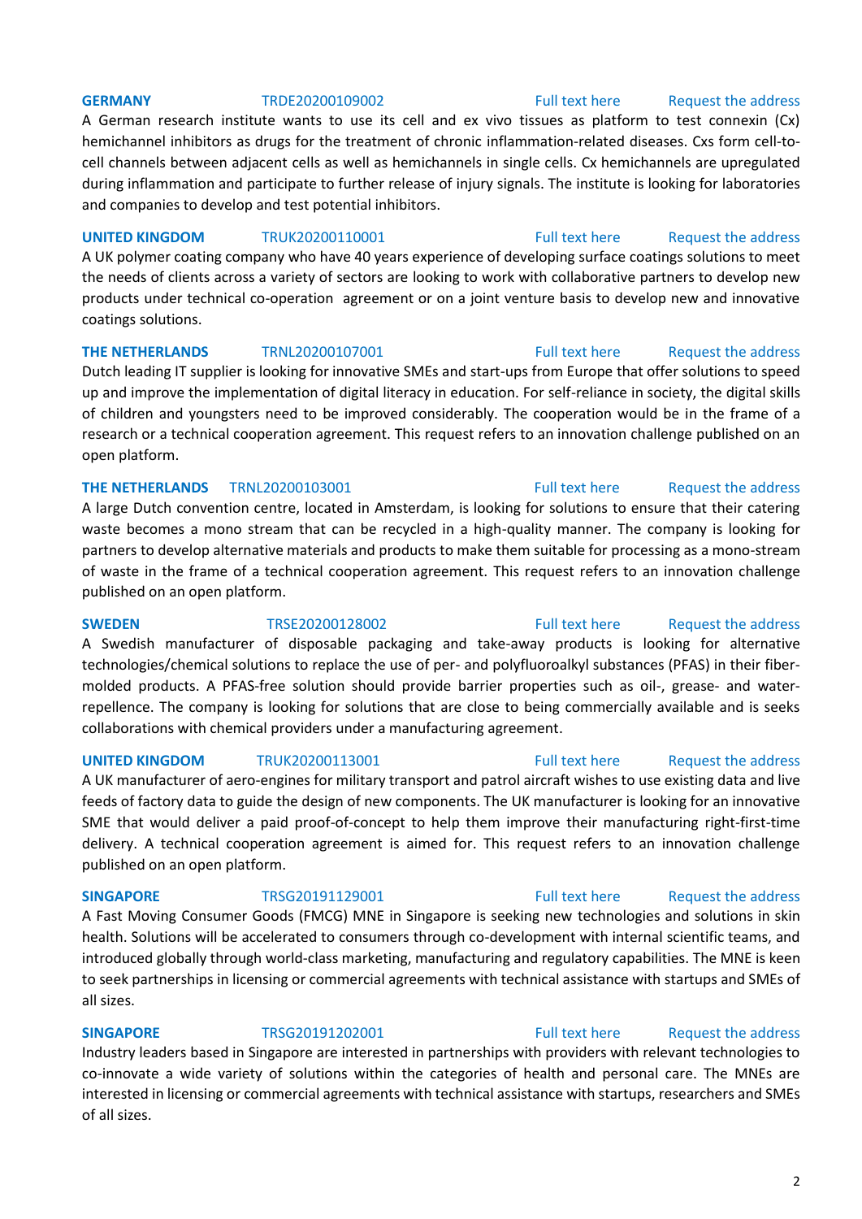**GERMANY** TRDE20200109002 Full text here Request the address

A German research institute wants to use its cell and ex vivo tissues as platform to test connexin (Cx) hemichannel inhibitors as drugs for the treatment of chronic inflammation-related diseases. Cxs form cell-to-cell channels between adjacent cells as well as hemichannels in single cells. Cx hemichannels are upregulated during inflammation and participate to further release of injury signals. The institute is looking for laboratories and companies to develop and test potential inhibitors.

**UNITED KINGDOM** TRUK20200110001 Full text here Request the address

A UK polymer coating company who have 40 years experience of developing surface coatings solutions to meet the needs of clients across a variety of sectors are looking to work with collaborative partners to develop new products under technical co-operation agreement or on a joint venture basis to develop new and innovative coatings solutions.

**THE NETHERLANDS** TRNL20200107001 Full text here Request the address

Dutch leading IT supplier is looking for innovative SMEs and start-ups from Europe that offer solutions to speed up and improve the implementation of digital literacy in education. For self-reliance in society, the digital skills of children and youngsters need to be improved considerably. The cooperation would be in the frame of a research or a technical cooperation agreement. This request refers to an innovation challenge published on an open platform.

**THE NETHERLANDS** TRNL20200103001 Full text here Request the address

A large Dutch convention centre, located in Amsterdam, is looking for solutions to ensure that their catering waste becomes a mono stream that can be recycled in a high-quality manner. The company is looking for partners to develop alternative materials and products to make them suitable for processing as a mono-stream of waste in the frame of a technical cooperation agreement. This request refers to an innovation challenge published on an open platform.

**SWEDEN** TRSE20200128002 Full text here Request the address

A Swedish manufacturer of disposable packaging and take-away products is looking for alternative technologies/chemical solutions to replace the use of per- and polyfluoroalkyl substances (PFAS) in their fiber-molded products. A PFAS-free solution should provide barrier properties such as oil-, grease- and water-repellence. The company is looking for solutions that are close to being commercially available and is seeks collaborations with chemical providers under a manufacturing agreement.

**UNITED KINGDOM** TRUK20200113001 Full text here Request the address

A UK manufacturer of aero-engines for military transport and patrol aircraft wishes to use existing data and live feeds of factory data to guide the design of new components. The UK manufacturer is looking for an innovative SME that would deliver a paid proof-of-concept to help them improve their manufacturing right-first-time delivery. A technical cooperation agreement is aimed for. This request refers to an innovation challenge published on an open platform.

**SINGAPORE** TRSG20191129001 Full text here Request the address

A Fast Moving Consumer Goods (FMCG) MNE in Singapore is seeking new technologies and solutions in skin health. Solutions will be accelerated to consumers through co-development with internal scientific teams, and introduced globally through world-class marketing, manufacturing and regulatory capabilities. The MNE is keen to seek partnerships in licensing or commercial agreements with technical assistance with startups and SMEs of all sizes.

**SINGAPORE** TRSG20191202001 Full text here Request the address

Industry leaders based in Singapore are interested in partnerships with providers with relevant technologies to co-innovate a wide variety of solutions within the categories of health and personal care. The MNEs are interested in licensing or commercial agreements with technical assistance with startups, researchers and SMEs of all sizes.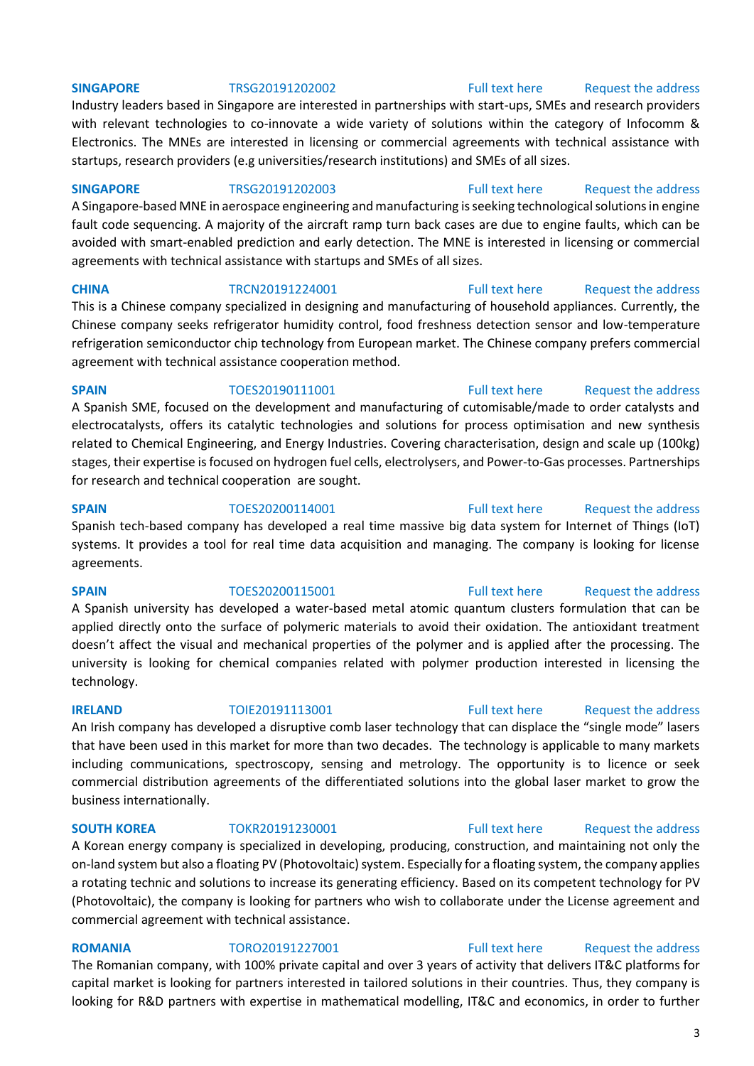**SINGAPORE** TRSG20191202002 Full text here Request the address

Industry leaders based in Singapore are interested in partnerships with start-ups, SMEs and research providers with relevant technologies to co-innovate a wide variety of solutions within the category of Infocomm & Electronics. The MNEs are interested in licensing or commercial agreements with technical assistance with startups, research providers (e.g universities/research institutions) and SMEs of all sizes.

**SINGAPORE** TRSG20191202003 Full text here Request the address

A Singapore-based MNE in aerospace engineering and manufacturing is seeking technological solutions in engine fault code sequencing. A majority of the aircraft ramp turn back cases are due to engine faults, which can be avoided with smart-enabled prediction and early detection. The MNE is interested in licensing or commercial agreements with technical assistance with startups and SMEs of all sizes.

**CHINA** TRCN20191224001 Full text here Request the address

This is a Chinese company specialized in designing and manufacturing of household appliances. Currently, the Chinese company seeks refrigerator humidity control, food freshness detection sensor and low-temperature refrigeration semiconductor chip technology from European market. The Chinese company prefers commercial agreement with technical assistance cooperation method.

**SPAIN** TOES20190111001 Full text here Request the address

A Spanish SME, focused on the development and manufacturing of cutomisable/made to order catalysts and electrocatalysts, offers its catalytic technologies and solutions for process optimisation and new synthesis related to Chemical Engineering, and Energy Industries. Covering characterisation, design and scale up (100kg) stages, their expertise is focused on hydrogen fuel cells, electrolysers, and Power-to-Gas processes. Partnerships for research and technical cooperation are sought.

**SPAIN** TOES20200114001 Full text here Request the address

Spanish tech-based company has developed a real time massive big data system for Internet of Things (IoT) systems. It provides a tool for real time data acquisition and managing. The company is looking for license agreements.

**SPAIN** TOES20200115001 Full text here Request the address

A Spanish university has developed a water-based metal atomic quantum clusters formulation that can be applied directly onto the surface of polymeric materials to avoid their oxidation. The antioxidant treatment doesn't affect the visual and mechanical properties of the polymer and is applied after the processing. The university is looking for chemical companies related with polymer production interested in licensing the technology.

**IRELAND** TOIE20191113001 Full text here Request the address

An Irish company has developed a disruptive comb laser technology that can displace the "single mode" lasers that have been used in this market for more than two decades. The technology is applicable to many markets including communications, spectroscopy, sensing and metrology. The opportunity is to licence or seek commercial distribution agreements of the differentiated solutions into the global laser market to grow the business internationally.

**SOUTH KOREA** TOKR20191230001 Full text here Request the address

A Korean energy company is specialized in developing, producing, construction, and maintaining not only the on-land system but also a floating PV (Photovoltaic) system. Especially for a floating system, the company applies a rotating technic and solutions to increase its generating efficiency. Based on its competent technology for PV (Photovoltaic), the company is looking for partners who wish to collaborate under the License agreement and commercial agreement with technical assistance.

**ROMANIA** TORO20191227001 Full text here Request the address

The Romanian company, with 100% private capital and over 3 years of activity that delivers IT&C platforms for capital market is looking for partners interested in tailored solutions in their countries. Thus, they company is looking for R&D partners with expertise in mathematical modelling, IT&C and economics, in order to further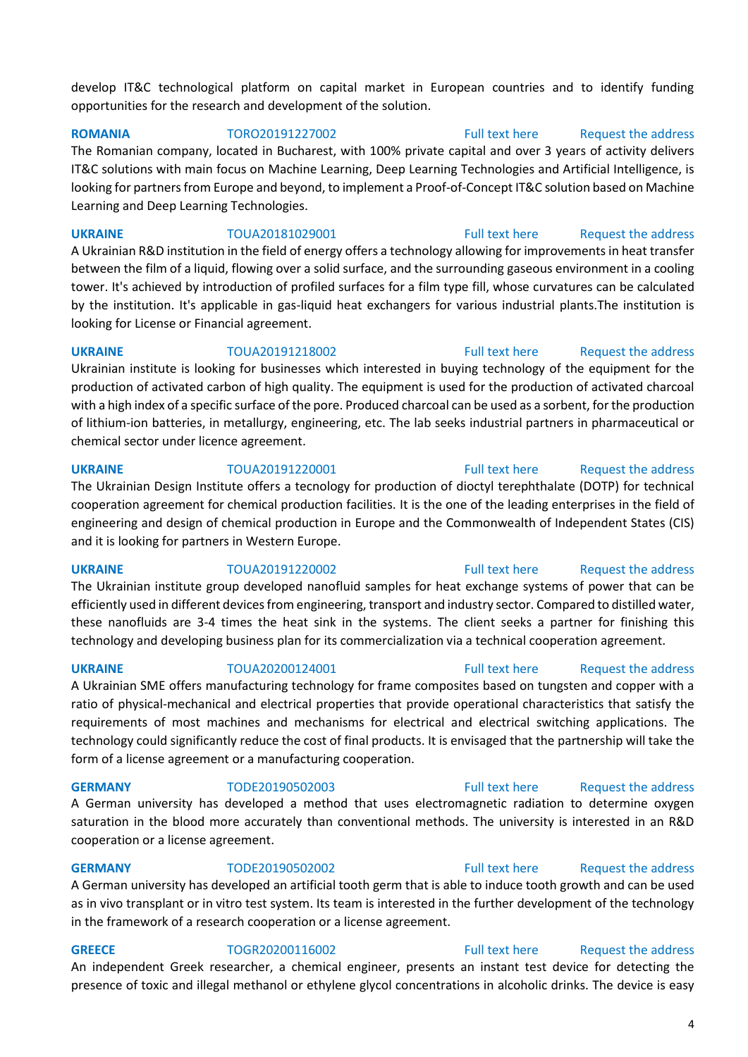develop IT&C technological platform on capital market in European countries and to identify funding opportunities for the research and development of the solution.

**ROMANIA** TORO20191227002 Full text here Request the address
The Romanian company, located in Bucharest, with 100% private capital and over 3 years of activity delivers IT&C solutions with main focus on Machine Learning, Deep Learning Technologies and Artificial Intelligence, is looking for partners from Europe and beyond, to implement a Proof-of-Concept IT&C solution based on Machine Learning and Deep Learning Technologies.

**UKRAINE** TOUA20181029001 Full text here Request the address
A Ukrainian R&D institution in the field of energy offers a technology allowing for improvements in heat transfer between the film of a liquid, flowing over a solid surface, and the surrounding gaseous environment in a cooling tower. It's achieved by introduction of profiled surfaces for a film type fill, whose curvatures can be calculated by the institution. It's applicable in gas-liquid heat exchangers for various industrial plants.The institution is looking for License or Financial agreement.

**UKRAINE** TOUA20191218002 Full text here Request the address
Ukrainian institute is looking for businesses which interested in buying technology of the equipment for the production of activated carbon of high quality. The equipment is used for the production of activated charcoal with a high index of a specific surface of the pore. Produced charcoal can be used as a sorbent, for the production of lithium-ion batteries, in metallurgy, engineering, etc. The lab seeks industrial partners in pharmaceutical or chemical sector under licence agreement.

**UKRAINE** TOUA20191220001 Full text here Request the address
The Ukrainian Design Institute offers a tecnology for production of dioctyl terephthalate (DOTP) for technical cooperation agreement for chemical production facilities. It is the one of the leading enterprises in the field of engineering and design of chemical production in Europe and the Commonwealth of Independent States (CIS) and it is looking for partners in Western Europe.

**UKRAINE** TOUA20191220002 Full text here Request the address
The Ukrainian institute group developed nanofluid samples for heat exchange systems of power that can be efficiently used in different devices from engineering, transport and industry sector. Compared to distilled water, these nanofluids are 3-4 times the heat sink in the systems. The client seeks a partner for finishing this technology and developing business plan for its commercialization via a technical cooperation agreement.

**UKRAINE** TOUA20200124001 Full text here Request the address
A Ukrainian SME offers manufacturing technology for frame composites based on tungsten and copper with a ratio of physical-mechanical and electrical properties that provide operational characteristics that satisfy the requirements of most machines and mechanisms for electrical and electrical switching applications. The technology could significantly reduce the cost of final products. It is envisaged that the partnership will take the form of a license agreement or a manufacturing cooperation.

**GERMANY** TODE20190502003 Full text here Request the address
A German university has developed a method that uses electromagnetic radiation to determine oxygen saturation in the blood more accurately than conventional methods. The university is interested in an R&D cooperation or a license agreement.

**GERMANY** TODE20190502002 Full text here Request the address
A German university has developed an artificial tooth germ that is able to induce tooth growth and can be used as in vivo transplant or in vitro test system. Its team is interested in the further development of the technology in the framework of a research cooperation or a license agreement.

**GREECE** TOGR20200116002 Full text here Request the address
An independent Greek researcher, a chemical engineer, presents an instant test device for detecting the presence of toxic and illegal methanol or ethylene glycol concentrations in alcoholic drinks. The device is easy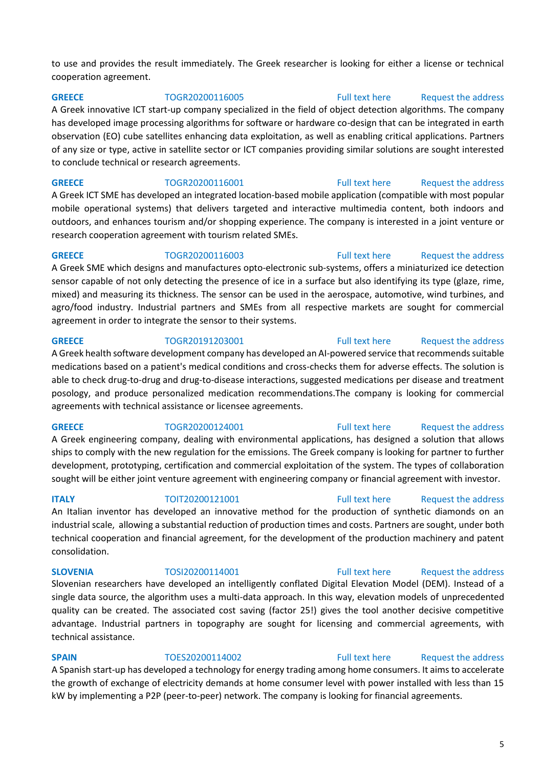to use and provides the result immediately. The Greek researcher is looking for either a license or technical cooperation agreement.

**GREECE** TOGR20200116005 Full text here Request the address

A Greek innovative ICT start-up company specialized in the field of object detection algorithms. The company has developed image processing algorithms for software or hardware co-design that can be integrated in earth observation (EO) cube satellites enhancing data exploitation, as well as enabling critical applications. Partners of any size or type, active in satellite sector or ICT companies providing similar solutions are sought interested to conclude technical or research agreements.

**GREECE** TOGR20200116001 Full text here Request the address

A Greek ICT SME has developed an integrated location-based mobile application (compatible with most popular mobile operational systems) that delivers targeted and interactive multimedia content, both indoors and outdoors, and enhances tourism and/or shopping experience. The company is interested in a joint venture or research cooperation agreement with tourism related SMEs.

**GREECE** TOGR20200116003 Full text here Request the address

A Greek SME which designs and manufactures opto-electronic sub-systems, offers a miniaturized ice detection sensor capable of not only detecting the presence of ice in a surface but also identifying its type (glaze, rime, mixed) and measuring its thickness. The sensor can be used in the aerospace, automotive, wind turbines, and agro/food industry. Industrial partners and SMEs from all respective markets are sought for commercial agreement in order to integrate the sensor to their systems.

**GREECE** TOGR20191203001 Full text here Request the address

A Greek health software development company has developed an AI-powered service that recommends suitable medications based on a patient's medical conditions and cross-checks them for adverse effects. The solution is able to check drug-to-drug and drug-to-disease interactions, suggested medications per disease and treatment posology, and produce personalized medication recommendations.The company is looking for commercial agreements with technical assistance or licensee agreements.

**GREECE** TOGR20200124001 Full text here Request the address

A Greek engineering company, dealing with environmental applications, has designed a solution that allows ships to comply with the new regulation for the emissions. The Greek company is looking for partner to further development, prototyping, certification and commercial exploitation of the system. The types of collaboration sought will be either joint venture agreement with engineering company or financial agreement with investor.

**ITALY** TOIT20200121001 Full text here Request the address

An Italian inventor has developed an innovative method for the production of synthetic diamonds on an industrial scale, allowing a substantial reduction of production times and costs. Partners are sought, under both technical cooperation and financial agreement, for the development of the production machinery and patent consolidation.

**SLOVENIA** TOSI20200114001 Full text here Request the address

Slovenian researchers have developed an intelligently conflated Digital Elevation Model (DEM). Instead of a single data source, the algorithm uses a multi-data approach. In this way, elevation models of unprecedented quality can be created. The associated cost saving (factor 25!) gives the tool another decisive competitive advantage. Industrial partners in topography are sought for licensing and commercial agreements, with technical assistance.

**SPAIN** TOES20200114002 Full text here Request the address

A Spanish start-up has developed a technology for energy trading among home consumers. It aims to accelerate the growth of exchange of electricity demands at home consumer level with power installed with less than 15 kW by implementing a P2P (peer-to-peer) network. The company is looking for financial agreements.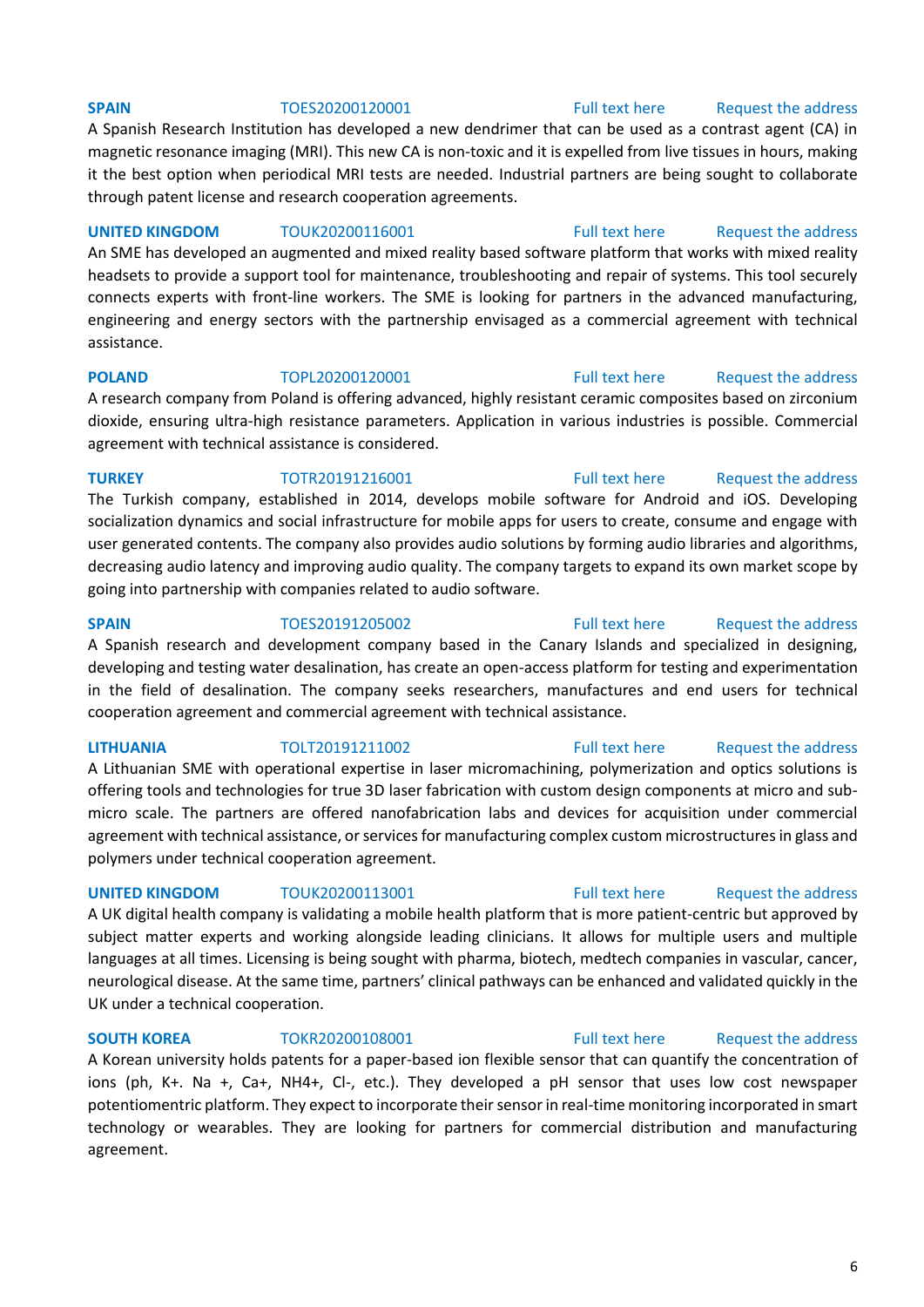**SPAIN** TOES20200120001 Full text here Request the address

A Spanish Research Institution has developed a new dendrimer that can be used as a contrast agent (CA) in magnetic resonance imaging (MRI). This new CA is non-toxic and it is expelled from live tissues in hours, making it the best option when periodical MRI tests are needed. Industrial partners are being sought to collaborate through patent license and research cooperation agreements.

**UNITED KINGDOM** TOUK20200116001 Full text here Request the address

An SME has developed an augmented and mixed reality based software platform that works with mixed reality headsets to provide a support tool for maintenance, troubleshooting and repair of systems. This tool securely connects experts with front-line workers. The SME is looking for partners in the advanced manufacturing, engineering and energy sectors with the partnership envisaged as a commercial agreement with technical assistance.

**POLAND** TOPL20200120001 Full text here Request the address

A research company from Poland is offering advanced, highly resistant ceramic composites based on zirconium dioxide, ensuring ultra-high resistance parameters. Application in various industries is possible. Commercial agreement with technical assistance is considered.

**TURKEY** TOTR20191216001 Full text here Request the address

The Turkish company, established in 2014, develops mobile software for Android and iOS. Developing socialization dynamics and social infrastructure for mobile apps for users to create, consume and engage with user generated contents. The company also provides audio solutions by forming audio libraries and algorithms, decreasing audio latency and improving audio quality. The company targets to expand its own market scope by going into partnership with companies related to audio software.

**SPAIN** TOES20191205002 Full text here Request the address

A Spanish research and development company based in the Canary Islands and specialized in designing, developing and testing water desalination, has create an open-access platform for testing and experimentation in the field of desalination. The company seeks researchers, manufactures and end users for technical cooperation agreement and commercial agreement with technical assistance.

**LITHUANIA** TOLT20191211002 Full text here Request the address

A Lithuanian SME with operational expertise in laser micromachining, polymerization and optics solutions is offering tools and technologies for true 3D laser fabrication with custom design components at micro and sub-micro scale. The partners are offered nanofabrication labs and devices for acquisition under commercial agreement with technical assistance, or services for manufacturing complex custom microstructures in glass and polymers under technical cooperation agreement.

**UNITED KINGDOM** TOUK20200113001 Full text here Request the address

A UK digital health company is validating a mobile health platform that is more patient-centric but approved by subject matter experts and working alongside leading clinicians. It allows for multiple users and multiple languages at all times. Licensing is being sought with pharma, biotech, medtech companies in vascular, cancer, neurological disease. At the same time, partners' clinical pathways can be enhanced and validated quickly in the UK under a technical cooperation.

**SOUTH KOREA** TOKR20200108001 Full text here Request the address

A Korean university holds patents for a paper-based ion flexible sensor that can quantify the concentration of ions (ph, K+. Na +, Ca+, NH4+, Cl-, etc.). They developed a pH sensor that uses low cost newspaper potentiomentric platform. They expect to incorporate their sensor in real-time monitoring incorporated in smart technology or wearables. They are looking for partners for commercial distribution and manufacturing agreement.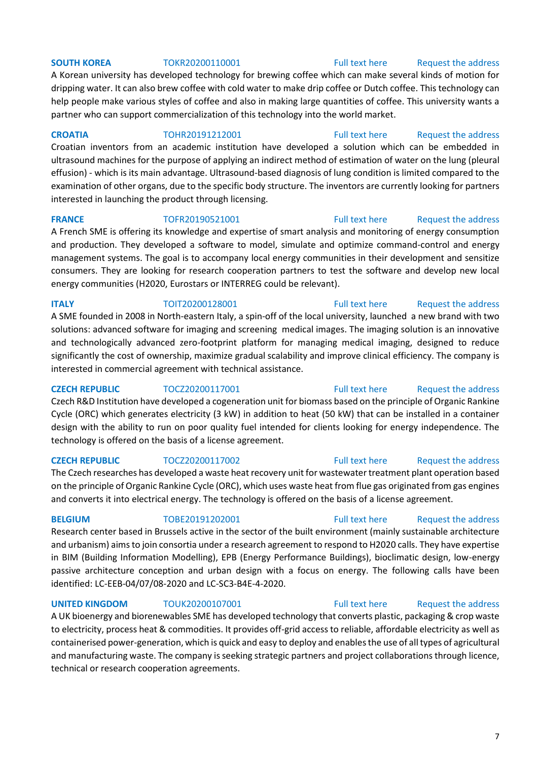**SOUTH KOREA** TOKR20200110001 Full text here Request the address

A Korean university has developed technology for brewing coffee which can make several kinds of motion for dripping water. It can also brew coffee with cold water to make drip coffee or Dutch coffee. This technology can help people make various styles of coffee and also in making large quantities of coffee. This university wants a partner who can support commercialization of this technology into the world market.

**CROATIA** TOHR20191212001 Full text here Request the address

Croatian inventors from an academic institution have developed a solution which can be embedded in ultrasound machines for the purpose of applying an indirect method of estimation of water on the lung (pleural effusion) - which is its main advantage. Ultrasound-based diagnosis of lung condition is limited compared to the examination of other organs, due to the specific body structure. The inventors are currently looking for partners interested in launching the product through licensing.

**FRANCE** TOFR20190521001 Full text here Request the address

A French SME is offering its knowledge and expertise of smart analysis and monitoring of energy consumption and production. They developed a software to model, simulate and optimize command-control and energy management systems. The goal is to accompany local energy communities in their development and sensitize consumers. They are looking for research cooperation partners to test the software and develop new local energy communities (H2020, Eurostars or INTERREG could be relevant).

**ITALY** TOIT20200128001 Full text here Request the address

A SME founded in 2008 in North-eastern Italy, a spin-off of the local university, launched a new brand with two solutions: advanced software for imaging and screening medical images. The imaging solution is an innovative and technologically advanced zero-footprint platform for managing medical imaging, designed to reduce significantly the cost of ownership, maximize gradual scalability and improve clinical efficiency. The company is interested in commercial agreement with technical assistance.

**CZECH REPUBLIC** TOCZ20200117001 Full text here Request the address

Czech R&D Institution have developed a cogeneration unit for biomass based on the principle of Organic Rankine Cycle (ORC) which generates electricity (3 kW) in addition to heat (50 kW) that can be installed in a container design with the ability to run on poor quality fuel intended for clients looking for energy independence. The technology is offered on the basis of a license agreement.

**CZECH REPUBLIC** TOCZ20200117002 Full text here Request the address

The Czech researches has developed a waste heat recovery unit for wastewater treatment plant operation based on the principle of Organic Rankine Cycle (ORC), which uses waste heat from flue gas originated from gas engines and converts it into electrical energy. The technology is offered on the basis of a license agreement.

**BELGIUM** TOBE20191202001 Full text here Request the address

Research center based in Brussels active in the sector of the built environment (mainly sustainable architecture and urbanism) aims to join consortia under a research agreement to respond to H2020 calls. They have expertise in BIM (Building Information Modelling), EPB (Energy Performance Buildings), bioclimatic design, low-energy passive architecture conception and urban design with a focus on energy. The following calls have been identified: LC-EEB-04/07/08-2020 and LC-SC3-B4E-4-2020.

**UNITED KINGDOM** TOUK20200107001 Full text here Request the address

A UK bioenergy and biorenewables SME has developed technology that converts plastic, packaging & crop waste to electricity, process heat & commodities. It provides off-grid access to reliable, affordable electricity as well as containerised power-generation, which is quick and easy to deploy and enables the use of all types of agricultural and manufacturing waste. The company is seeking strategic partners and project collaborations through licence, technical or research cooperation agreements.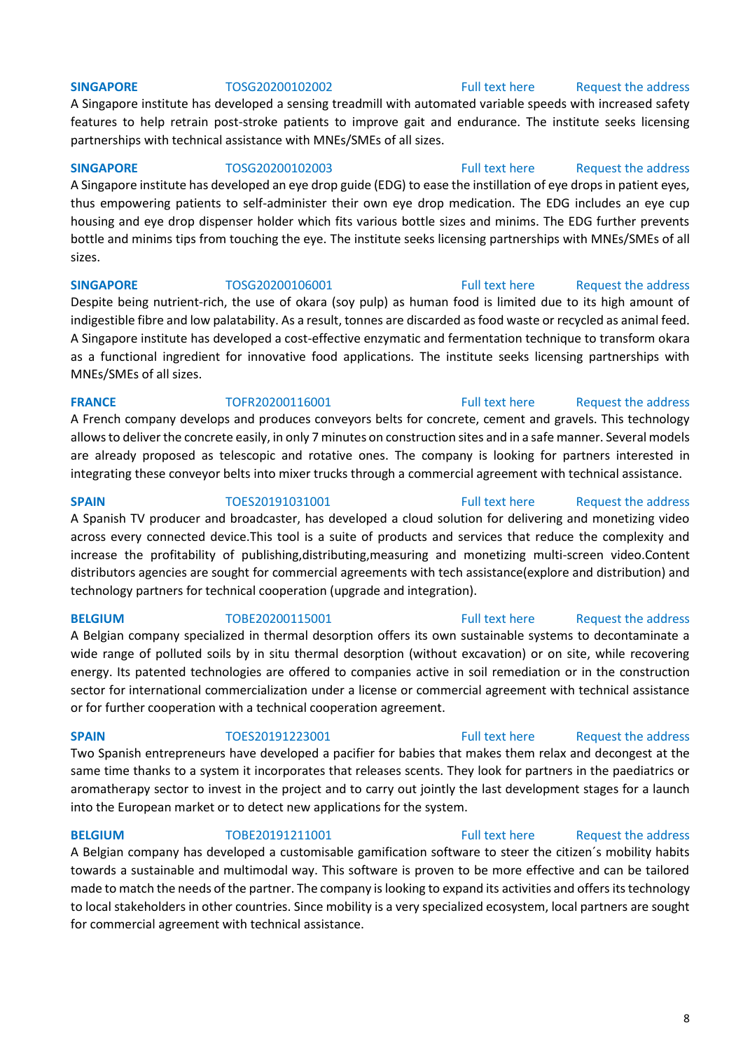**SINGAPORE** TOSG20200102002 Full text here Request the address

A Singapore institute has developed a sensing treadmill with automated variable speeds with increased safety features to help retrain post-stroke patients to improve gait and endurance. The institute seeks licensing partnerships with technical assistance with MNEs/SMEs of all sizes.

**SINGAPORE** TOSG20200102003 Full text here Request the address

A Singapore institute has developed an eye drop guide (EDG) to ease the instillation of eye drops in patient eyes, thus empowering patients to self-administer their own eye drop medication. The EDG includes an eye cup housing and eye drop dispenser holder which fits various bottle sizes and minims. The EDG further prevents bottle and minims tips from touching the eye. The institute seeks licensing partnerships with MNEs/SMEs of all sizes.

**SINGAPORE** TOSG20200106001 Full text here Request the address

Despite being nutrient-rich, the use of okara (soy pulp) as human food is limited due to its high amount of indigestible fibre and low palatability. As a result, tonnes are discarded as food waste or recycled as animal feed. A Singapore institute has developed a cost-effective enzymatic and fermentation technique to transform okara as a functional ingredient for innovative food applications. The institute seeks licensing partnerships with MNEs/SMEs of all sizes.

**FRANCE** TOFR20200116001 Full text here Request the address

A French company develops and produces conveyors belts for concrete, cement and gravels. This technology allows to deliver the concrete easily, in only 7 minutes on construction sites and in a safe manner. Several models are already proposed as telescopic and rotative ones. The company is looking for partners interested in integrating these conveyor belts into mixer trucks through a commercial agreement with technical assistance.

**SPAIN** TOES20191031001 Full text here Request the address

A Spanish TV producer and broadcaster, has developed a cloud solution for delivering and monetizing video across every connected device.This tool is a suite of products and services that reduce the complexity and increase the profitability of publishing,distributing,measuring and monetizing multi-screen video.Content distributors agencies are sought for commercial agreements with tech assistance(explore and distribution) and technology partners for technical cooperation (upgrade and integration).

**BELGIUM** TOBE20200115001 Full text here Request the address

A Belgian company specialized in thermal desorption offers its own sustainable systems to decontaminate a wide range of polluted soils by in situ thermal desorption (without excavation) or on site, while recovering energy. Its patented technologies are offered to companies active in soil remediation or in the construction sector for international commercialization under a license or commercial agreement with technical assistance or for further cooperation with a technical cooperation agreement.

**SPAIN** TOES20191223001 Full text here Request the address

Two Spanish entrepreneurs have developed a pacifier for babies that makes them relax and decongest at the same time thanks to a system it incorporates that releases scents. They look for partners in the paediatrics or aromatherapy sector to invest in the project and to carry out jointly the last development stages for a launch into the European market or to detect new applications for the system.

**BELGIUM** TOBE20191211001 Full text here Request the address

A Belgian company has developed a customisable gamification software to steer the citizen´s mobility habits towards a sustainable and multimodal way. This software is proven to be more effective and can be tailored made to match the needs of the partner. The company is looking to expand its activities and offers its technology to local stakeholders in other countries. Since mobility is a very specialized ecosystem, local partners are sought for commercial agreement with technical assistance.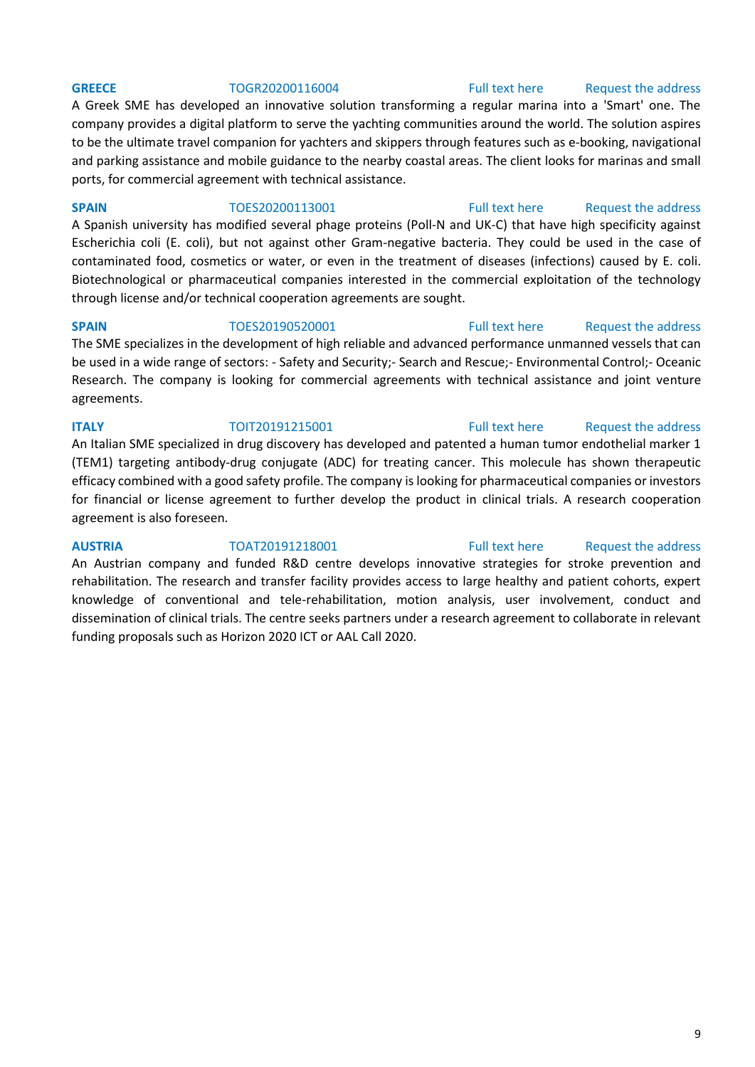**GREECE** TOGR20200116004 Full text here Request the address

A Greek SME has developed an innovative solution transforming a regular marina into a 'Smart' one. The company provides a digital platform to serve the yachting communities around the world. The solution aspires to be the ultimate travel companion for yachters and skippers through features such as e-booking, navigational and parking assistance and mobile guidance to the nearby coastal areas. The client looks for marinas and small ports, for commercial agreement with technical assistance.

**SPAIN** TOES20200113001 Full text here Request the address

A Spanish university has modified several phage proteins (Poll-N and UK-C) that have high specificity against Escherichia coli (E. coli), but not against other Gram-negative bacteria. They could be used in the case of contaminated food, cosmetics or water, or even in the treatment of diseases (infections) caused by E. coli. Biotechnological or pharmaceutical companies interested in the commercial exploitation of the technology through license and/or technical cooperation agreements are sought.

**SPAIN** TOES20190520001 Full text here Request the address

The SME specializes in the development of high reliable and advanced performance unmanned vessels that can be used in a wide range of sectors: - Safety and Security;- Search and Rescue;- Environmental Control;- Oceanic Research. The company is looking for commercial agreements with technical assistance and joint venture agreements.

**ITALY** TOIT20191215001 Full text here Request the address

An Italian SME specialized in drug discovery has developed and patented a human tumor endothelial marker 1 (TEM1) targeting antibody-drug conjugate (ADC) for treating cancer. This molecule has shown therapeutic efficacy combined with a good safety profile. The company is looking for pharmaceutical companies or investors for financial or license agreement to further develop the product in clinical trials. A research cooperation agreement is also foreseen.

**AUSTRIA** TOAT20191218001 Full text here Request the address

An Austrian company and funded R&D centre develops innovative strategies for stroke prevention and rehabilitation. The research and transfer facility provides access to large healthy and patient cohorts, expert knowledge of conventional and tele-rehabilitation, motion analysis, user involvement, conduct and dissemination of clinical trials. The centre seeks partners under a research agreement to collaborate in relevant funding proposals such as Horizon 2020 ICT or AAL Call 2020.